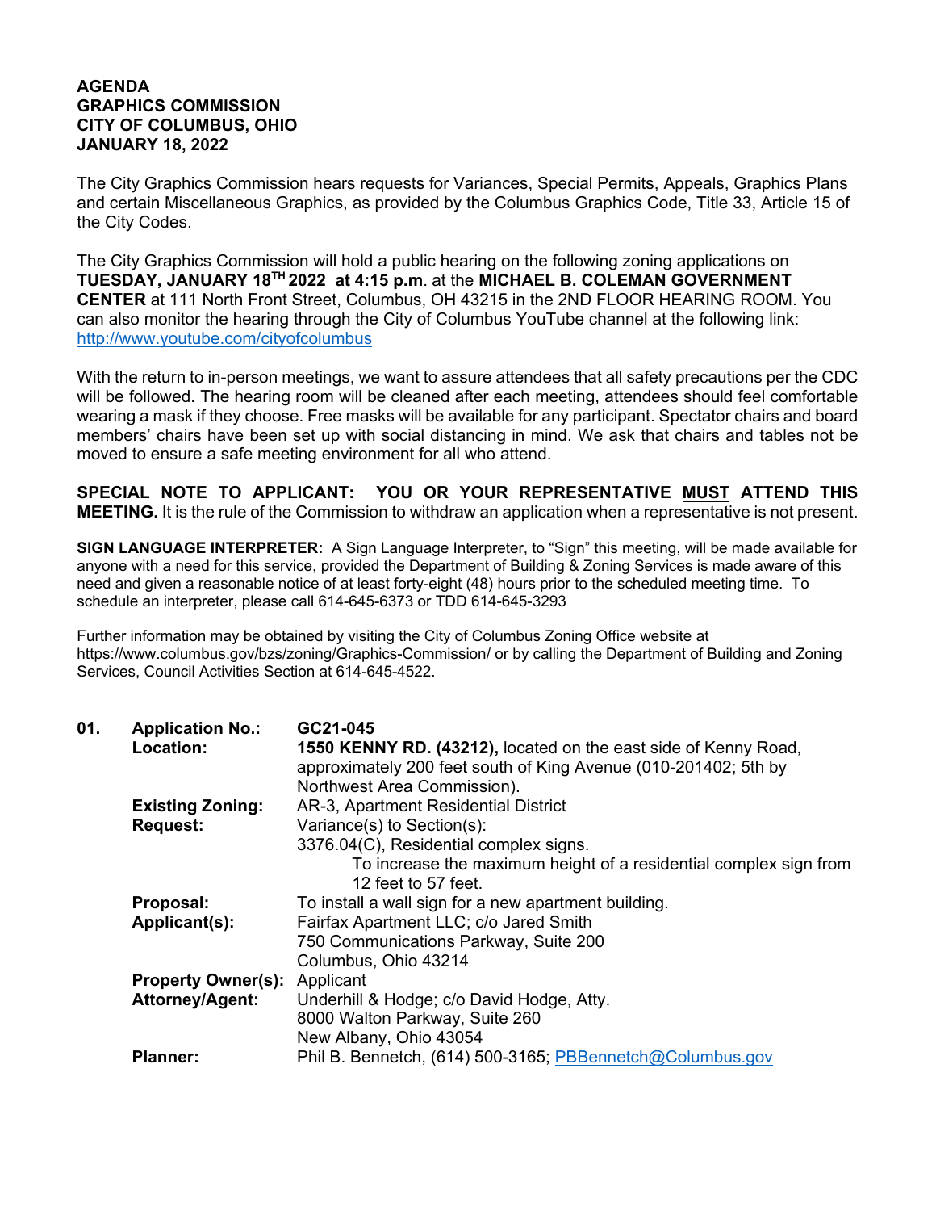**AGENDA**
**GRAPHICS COMMISSION**
**CITY OF COLUMBUS, OHIO**
**JANUARY 18, 2022**

The City Graphics Commission hears requests for Variances, Special Permits, Appeals, Graphics Plans and certain Miscellaneous Graphics, as provided by the Columbus Graphics Code, Title 33, Article 15 of the City Codes.

The City Graphics Commission will hold a public hearing on the following zoning applications on **TUESDAY, JANUARY 18TH 2022 at 4:15 p.m**. at the **MICHAEL B. COLEMAN GOVERNMENT CENTER** at 111 North Front Street, Columbus, OH 43215 in the 2ND FLOOR HEARING ROOM. You can also monitor the hearing through the City of Columbus YouTube channel at the following link: http://www.youtube.com/cityofcolumbus

With the return to in-person meetings, we want to assure attendees that all safety precautions per the CDC will be followed. The hearing room will be cleaned after each meeting, attendees should feel comfortable wearing a mask if they choose. Free masks will be available for any participant. Spectator chairs and board members' chairs have been set up with social distancing in mind. We ask that chairs and tables not be moved to ensure a safe meeting environment for all who attend.

**SPECIAL NOTE TO APPLICANT: YOU OR YOUR REPRESENTATIVE MUST ATTEND THIS MEETING.** It is the rule of the Commission to withdraw an application when a representative is not present.

**SIGN LANGUAGE INTERPRETER:** A Sign Language Interpreter, to "Sign" this meeting, will be made available for anyone with a need for this service, provided the Department of Building & Zoning Services is made aware of this need and given a reasonable notice of at least forty-eight (48) hours prior to the scheduled meeting time. To schedule an interpreter, please call 614-645-6373 or TDD 614-645-3293

Further information may be obtained by visiting the City of Columbus Zoning Office website at https://www.columbus.gov/bzs/zoning/Graphics-Commission/ or by calling the Department of Building and Zoning Services, Council Activities Section at 614-645-4522.

**01. Application No.:** GC21-045

**Location:** **1550 KENNY RD. (43212),** located on the east side of Kenny Road, approximately 200 feet south of King Avenue (010-201402; 5th by Northwest Area Commission).

**Existing Zoning:** AR-3, Apartment Residential District

**Request:** Variance(s) to Section(s):
3376.04(C), Residential complex signs.
To increase the maximum height of a residential complex sign from 12 feet to 57 feet.

**Proposal:** To install a wall sign for a new apartment building.

**Applicant(s):** Fairfax Apartment LLC; c/o Jared Smith
750 Communications Parkway, Suite 200
Columbus, Ohio 43214

**Property Owner(s):** Applicant

**Attorney/Agent:** Underhill & Hodge; c/o David Hodge, Atty.
8000 Walton Parkway, Suite 260
New Albany, Ohio 43054

**Planner:** Phil B. Bennetch, (614) 500-3165; PBBennetch@Columbus.gov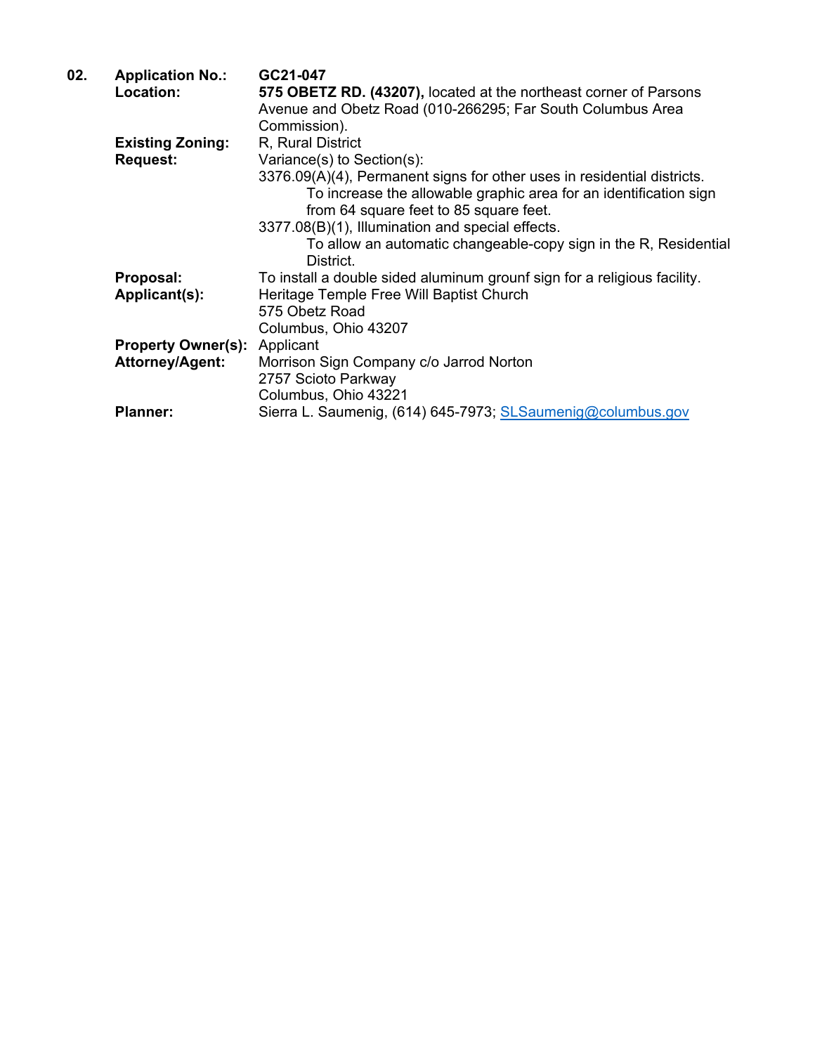**02. Application No.:** **GC21-047**

**Location:** **575 OBETZ RD. (43207),** located at the northeast corner of Parsons Avenue and Obetz Road (010-266295; Far South Columbus Area Commission).

**Existing Zoning:** R, Rural District

**Request:** Variance(s) to Section(s):

3376.09(A)(4), Permanent signs for other uses in residential districts.
To increase the allowable graphic area for an identification sign from 64 square feet to 85 square feet.

3377.08(B)(1), Illumination and special effects.
To allow an automatic changeable-copy sign in the R, Residential District.

**Proposal:** To install a double sided aluminum grounf sign for a religious facility.

**Applicant(s):** Heritage Temple Free Will Baptist Church
575 Obetz Road
Columbus, Ohio 43207

**Property Owner(s):** Applicant

**Attorney/Agent:** Morrison Sign Company c/o Jarrod Norton
2757 Scioto Parkway
Columbus, Ohio 43221

**Planner:** Sierra L. Saumenig, (614) 645-7973; SLSaumenig@columbus.gov